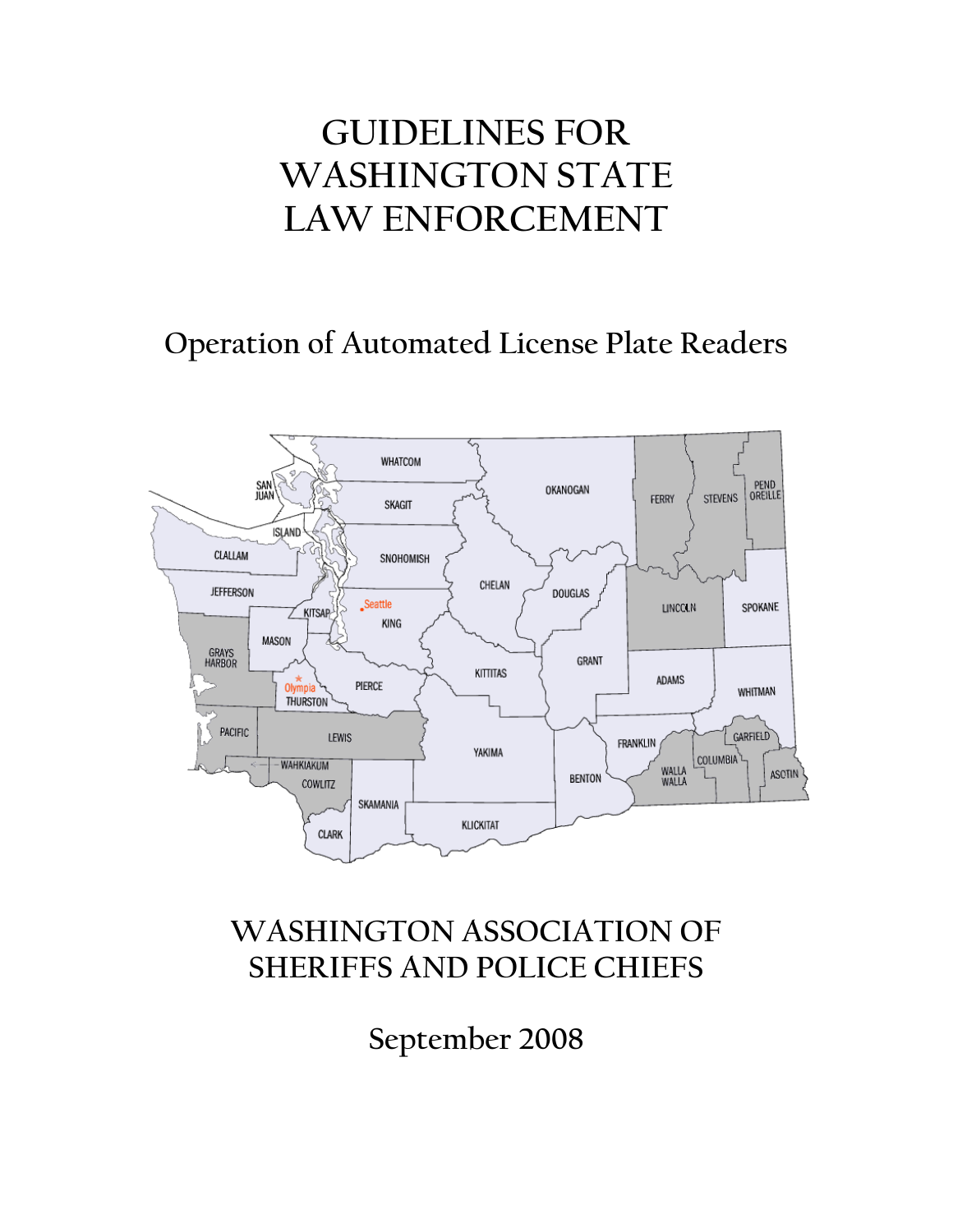# GUIDELINES FOR WASHINGTON STATE LAW ENFORCEMENT

## Operation of Automated License Plate Readers

WASHINGTON ASSOCIATION OF SHERIFFS AND POLICE CHIEFS

September 2008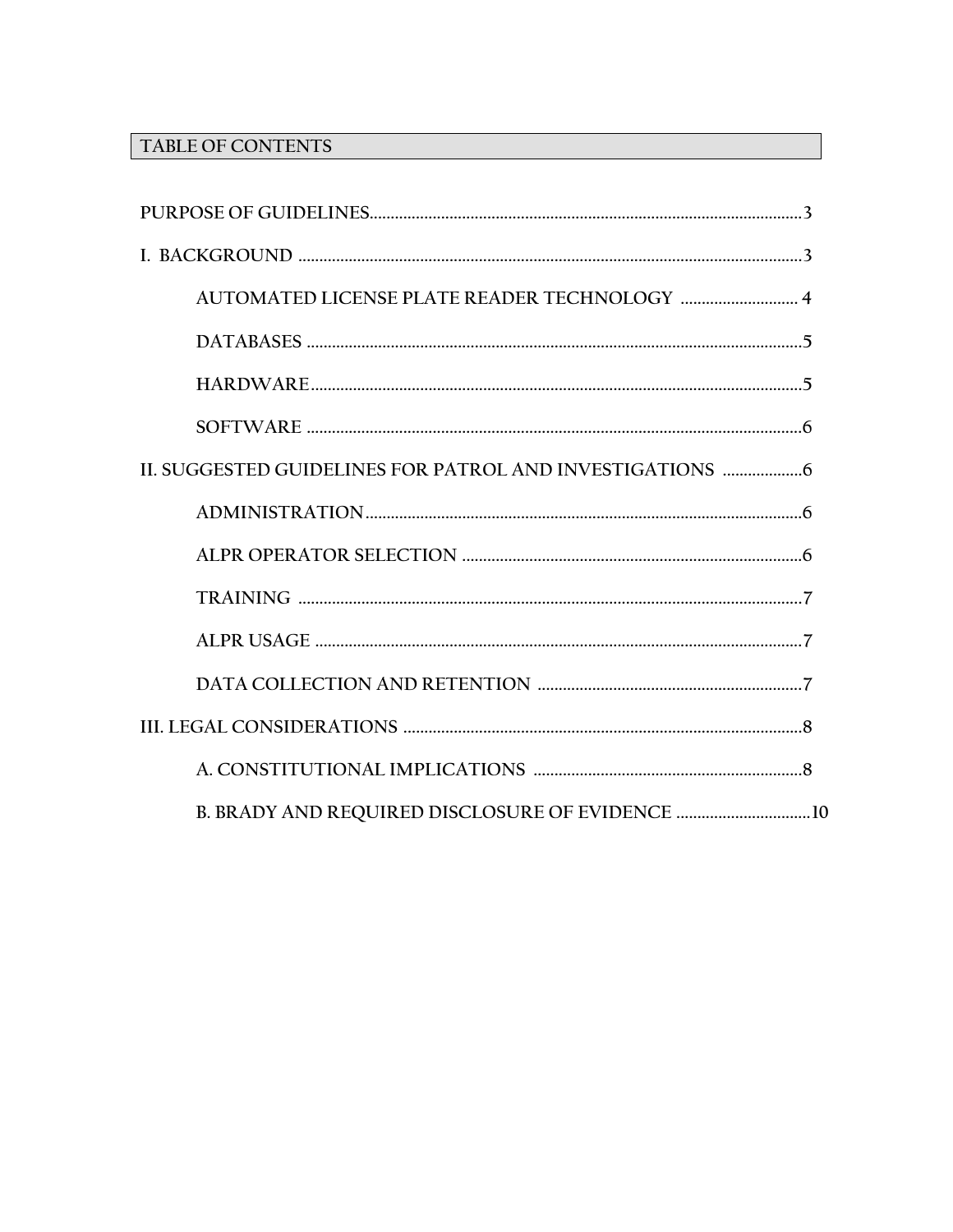## TABLE OF CONTENTS

PURPOSE OF GUIDELINES........................................................................................................3

I. BACKGROUND ........................................................................................................................3

AUTOMATED LICENSE PLATE READER TECHNOLOGY ............................ 4

DATABASES ........................................................................................................................5

HARDWARE........................................................................................................................5

SOFTWARE ........................................................................................................................6

II. SUGGESTED GUIDELINES FOR PATROL AND INVESTIGATIONS ...................6

ADMINISTRATION.........................................................................................................6

ALPR OPERATOR SELECTION ....................................................................................6

TRAINING ........................................................................................................................7

ALPR USAGE ....................................................................................................................7

DATA COLLECTION AND RETENTION ..................................................................7

III. LEGAL CONSIDERATIONS ...............................................................................................8

A. CONSTITUTIONAL IMPLICATIONS .................................................................8

B. BRADY AND REQUIRED DISCLOSURE OF EVIDENCE ................................10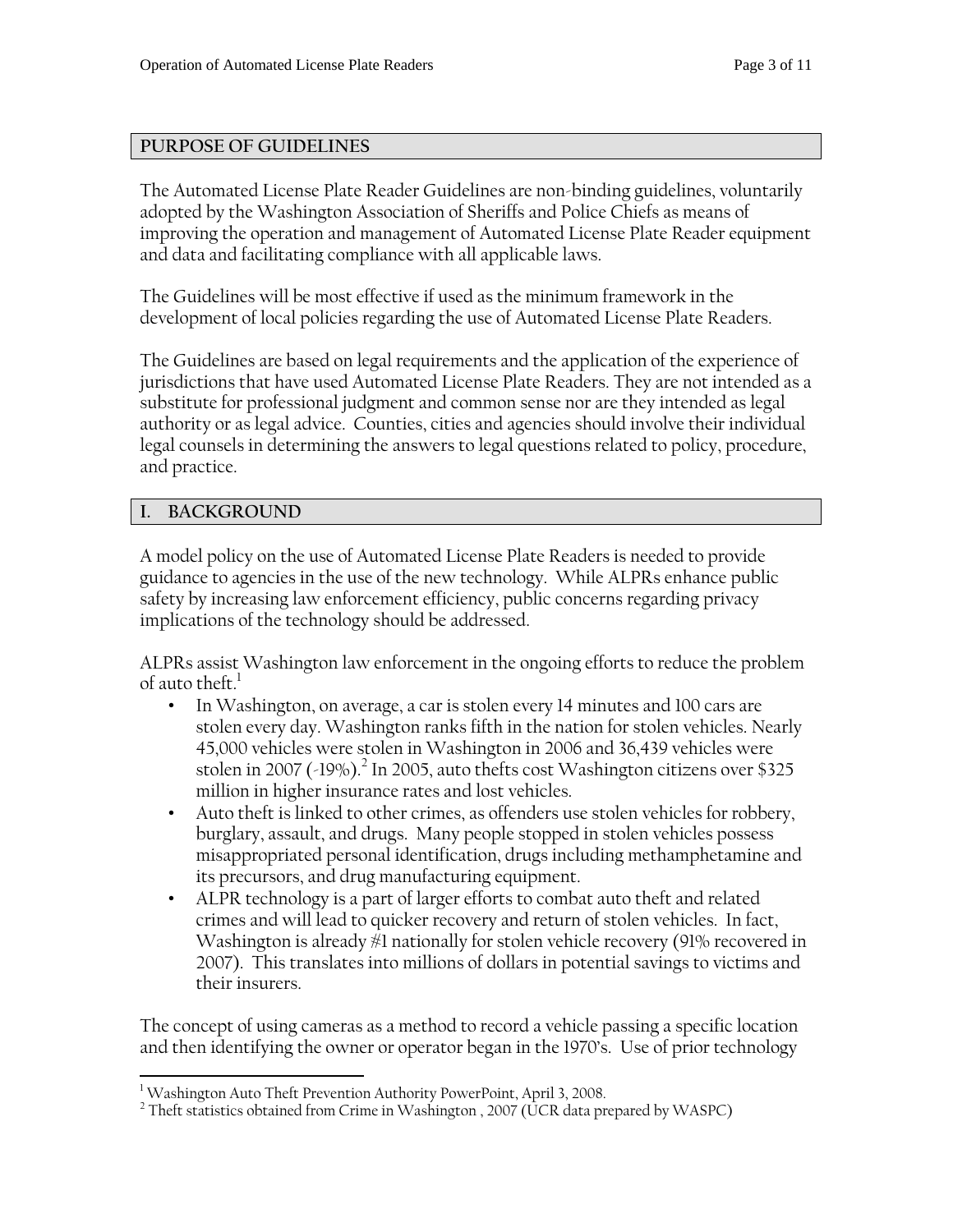## PURPOSE OF GUIDELINES

The Automated License Plate Reader Guidelines are non-binding guidelines, voluntarily adopted by the Washington Association of Sheriffs and Police Chiefs as means of improving the operation and management of Automated License Plate Reader equipment and data and facilitating compliance with all applicable laws.

The Guidelines will be most effective if used as the minimum framework in the development of local policies regarding the use of Automated License Plate Readers.

The Guidelines are based on legal requirements and the application of the experience of jurisdictions that have used Automated License Plate Readers. They are not intended as a substitute for professional judgment and common sense nor are they intended as legal authority or as legal advice. Counties, cities and agencies should involve their individual legal counsels in determining the answers to legal questions related to policy, procedure, and practice.

## I. BACKGROUND

A model policy on the use of Automated License Plate Readers is needed to provide guidance to agencies in the use of the new technology. While ALPRs enhance public safety by increasing law enforcement efficiency, public concerns regarding privacy implications of the technology should be addressed.

ALPRs assist Washington law enforcement in the ongoing efforts to reduce the problem of auto theft.[1]

- In Washington, on average, a car is stolen every 14 minutes and 100 cars are stolen every day. Washington ranks fifth in the nation for stolen vehicles. Nearly 45,000 vehicles were stolen in Washington in 2006 and 36,439 vehicles were stolen in 2007 (-19%).[2] In 2005, auto thefts cost Washington citizens over $325 million in higher insurance rates and lost vehicles.
- Auto theft is linked to other crimes, as offenders use stolen vehicles for robbery, burglary, assault, and drugs. Many people stopped in stolen vehicles possess misappropriated personal identification, drugs including methamphetamine and its precursors, and drug manufacturing equipment.
- ALPR technology is a part of larger efforts to combat auto theft and related crimes and will lead to quicker recovery and return of stolen vehicles. In fact, Washington is already #1 nationally for stolen vehicle recovery (91% recovered in 2007). This translates into millions of dollars in potential savings to victims and their insurers.

The concept of using cameras as a method to record a vehicle passing a specific location and then identifying the owner or operator began in the 1970's. Use of prior technology

---

[1] Washington Auto Theft Prevention Authority PowerPoint, April 3, 2008.

[2] Theft statistics obtained from Crime in Washington , 2007 (UCR data prepared by WASPC)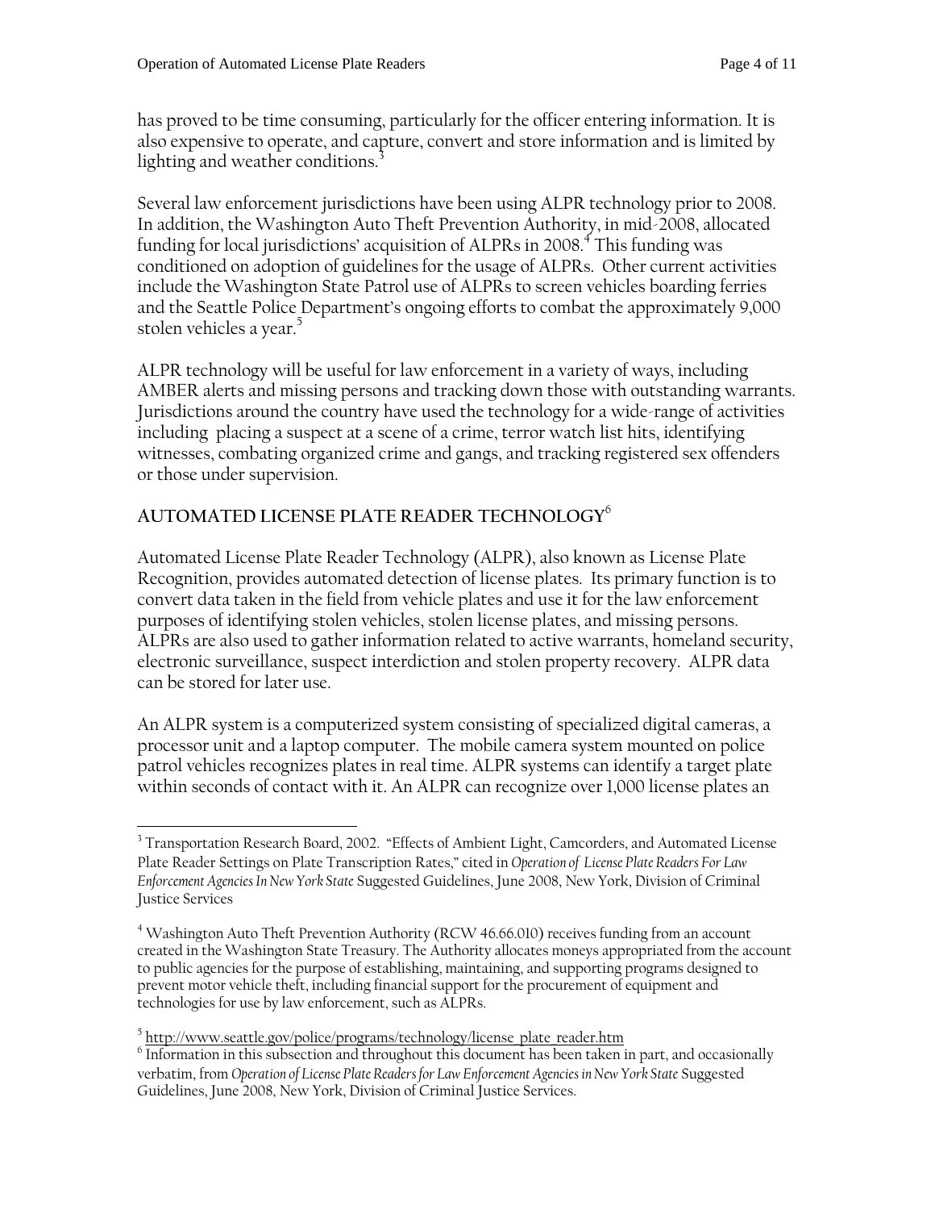has proved to be time consuming, particularly for the officer entering information. It is also expensive to operate, and capture, convert and store information and is limited by lighting and weather conditions.[3]

Several law enforcement jurisdictions have been using ALPR technology prior to 2008. In addition, the Washington Auto Theft Prevention Authority, in mid-2008, allocated funding for local jurisdictions' acquisition of ALPRs in 2008.[4] This funding was conditioned on adoption of guidelines for the usage of ALPRs. Other current activities include the Washington State Patrol use of ALPRs to screen vehicles boarding ferries and the Seattle Police Department's ongoing efforts to combat the approximately 9,000 stolen vehicles a year.[5]

ALPR technology will be useful for law enforcement in a variety of ways, including AMBER alerts and missing persons and tracking down those with outstanding warrants. Jurisdictions around the country have used the technology for a wide-range of activities including placing a suspect at a scene of a crime, terror watch list hits, identifying witnesses, combating organized crime and gangs, and tracking registered sex offenders or those under supervision.

## AUTOMATED LICENSE PLATE READER TECHNOLOGY[6]

Automated License Plate Reader Technology (ALPR), also known as License Plate Recognition, provides automated detection of license plates. Its primary function is to convert data taken in the field from vehicle plates and use it for the law enforcement purposes of identifying stolen vehicles, stolen license plates, and missing persons. ALPRs are also used to gather information related to active warrants, homeland security, electronic surveillance, suspect interdiction and stolen property recovery. ALPR data can be stored for later use.

An ALPR system is a computerized system consisting of specialized digital cameras, a processor unit and a laptop computer. The mobile camera system mounted on police patrol vehicles recognizes plates in real time. ALPR systems can identify a target plate within seconds of contact with it. An ALPR can recognize over 1,000 license plates an

---

[3] Transportation Research Board, 2002. "Effects of Ambient Light, Camcorders, and Automated License Plate Reader Settings on Plate Transcription Rates," cited in *Operation of License Plate Readers For Law Enforcement Agencies In New York State* Suggested Guidelines, June 2008, New York, Division of Criminal Justice Services

[4] Washington Auto Theft Prevention Authority (RCW 46.66.010) receives funding from an account created in the Washington State Treasury. The Authority allocates moneys appropriated from the account to public agencies for the purpose of establishing, maintaining, and supporting programs designed to prevent motor vehicle theft, including financial support for the procurement of equipment and technologies for use by law enforcement, such as ALPRs.

[5] http://www.seattle.gov/police/programs/technology/license_plate_reader.htm

[6] Information in this subsection and throughout this document has been taken in part, and occasionally verbatim, from *Operation of License Plate Readers for Law Enforcement Agencies in New York State* Suggested Guidelines, June 2008, New York, Division of Criminal Justice Services.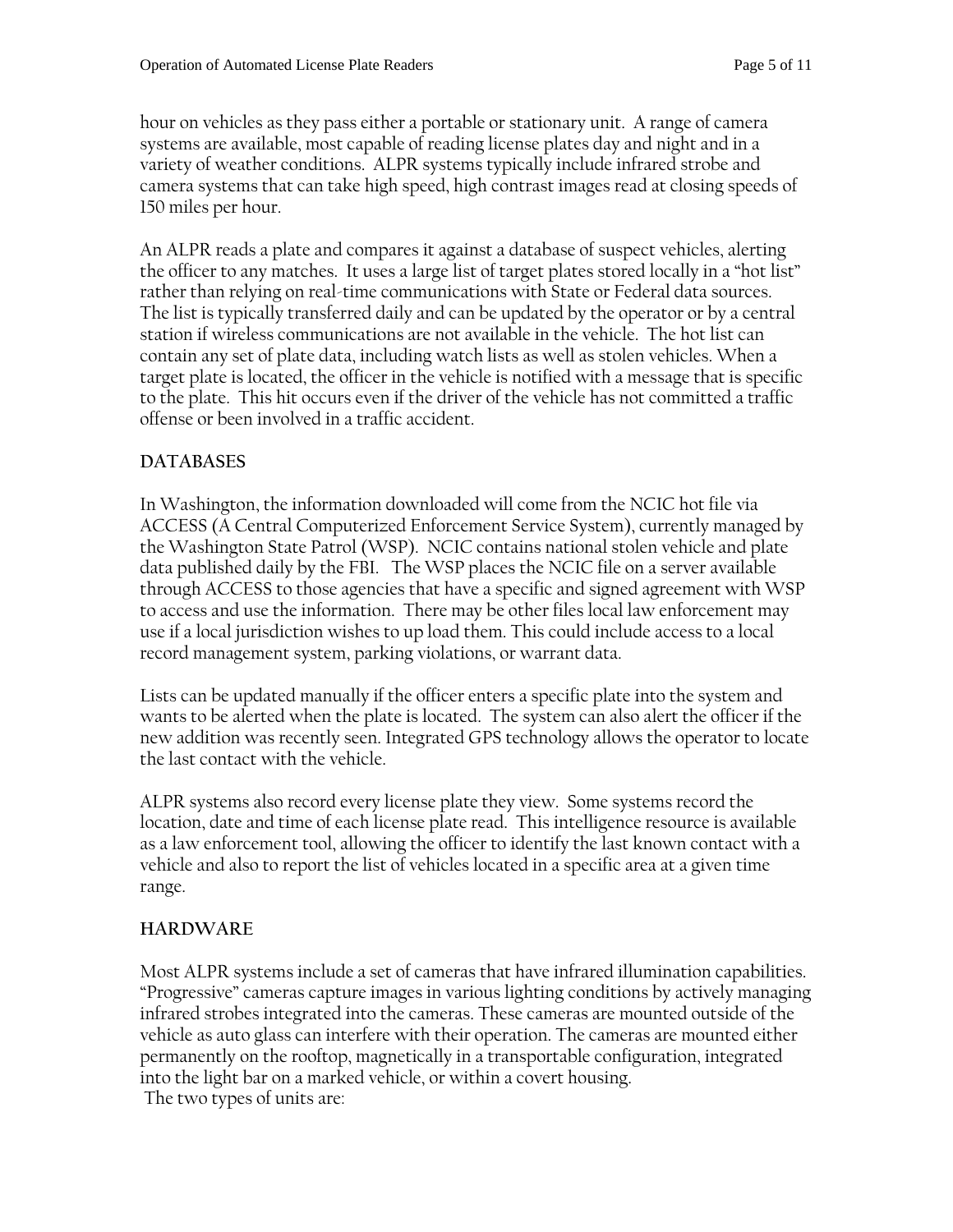hour on vehicles as they pass either a portable or stationary unit. A range of camera systems are available, most capable of reading license plates day and night and in a variety of weather conditions. ALPR systems typically include infrared strobe and camera systems that can take high speed, high contrast images read at closing speeds of 150 miles per hour.

An ALPR reads a plate and compares it against a database of suspect vehicles, alerting the officer to any matches. It uses a large list of target plates stored locally in a "hot list" rather than relying on real-time communications with State or Federal data sources. The list is typically transferred daily and can be updated by the operator or by a central station if wireless communications are not available in the vehicle. The hot list can contain any set of plate data, including watch lists as well as stolen vehicles. When a target plate is located, the officer in the vehicle is notified with a message that is specific to the plate. This hit occurs even if the driver of the vehicle has not committed a traffic offense or been involved in a traffic accident.

## DATABASES

In Washington, the information downloaded will come from the NCIC hot file via ACCESS (A Central Computerized Enforcement Service System), currently managed by the Washington State Patrol (WSP). NCIC contains national stolen vehicle and plate data published daily by the FBI. The WSP places the NCIC file on a server available through ACCESS to those agencies that have a specific and signed agreement with WSP to access and use the information. There may be other files local law enforcement may use if a local jurisdiction wishes to up load them. This could include access to a local record management system, parking violations, or warrant data.

Lists can be updated manually if the officer enters a specific plate into the system and wants to be alerted when the plate is located. The system can also alert the officer if the new addition was recently seen. Integrated GPS technology allows the operator to locate the last contact with the vehicle.

ALPR systems also record every license plate they view. Some systems record the location, date and time of each license plate read. This intelligence resource is available as a law enforcement tool, allowing the officer to identify the last known contact with a vehicle and also to report the list of vehicles located in a specific area at a given time range.

## HARDWARE

Most ALPR systems include a set of cameras that have infrared illumination capabilities. "Progressive" cameras capture images in various lighting conditions by actively managing infrared strobes integrated into the cameras. These cameras are mounted outside of the vehicle as auto glass can interfere with their operation. The cameras are mounted either permanently on the rooftop, magnetically in a transportable configuration, integrated into the light bar on a marked vehicle, or within a covert housing.

The two types of units are: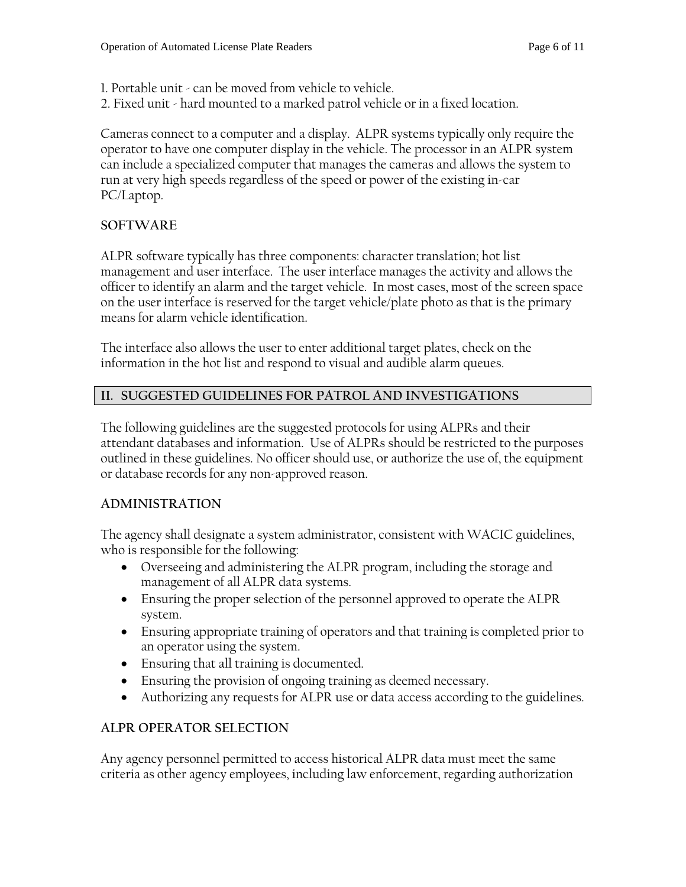1. Portable unit - can be moved from vehicle to vehicle.
2. Fixed unit - hard mounted to a marked patrol vehicle or in a fixed location.

Cameras connect to a computer and a display. ALPR systems typically only require the operator to have one computer display in the vehicle. The processor in an ALPR system can include a specialized computer that manages the cameras and allows the system to run at very high speeds regardless of the speed or power of the existing in-car PC/Laptop.

### SOFTWARE

ALPR software typically has three components: character translation; hot list management and user interface. The user interface manages the activity and allows the officer to identify an alarm and the target vehicle. In most cases, most of the screen space on the user interface is reserved for the target vehicle/plate photo as that is the primary means for alarm vehicle identification.

The interface also allows the user to enter additional target plates, check on the information in the hot list and respond to visual and audible alarm queues.

## II. SUGGESTED GUIDELINES FOR PATROL AND INVESTIGATIONS

The following guidelines are the suggested protocols for using ALPRs and their attendant databases and information. Use of ALPRs should be restricted to the purposes outlined in these guidelines. No officer should use, or authorize the use of, the equipment or database records for any non-approved reason.

### ADMINISTRATION

The agency shall designate a system administrator, consistent with WACIC guidelines, who is responsible for the following:

- Overseeing and administering the ALPR program, including the storage and management of all ALPR data systems.
- Ensuring the proper selection of the personnel approved to operate the ALPR system.
- Ensuring appropriate training of operators and that training is completed prior to an operator using the system.
- Ensuring that all training is documented.
- Ensuring the provision of ongoing training as deemed necessary.
- Authorizing any requests for ALPR use or data access according to the guidelines.

### ALPR OPERATOR SELECTION

Any agency personnel permitted to access historical ALPR data must meet the same criteria as other agency employees, including law enforcement, regarding authorization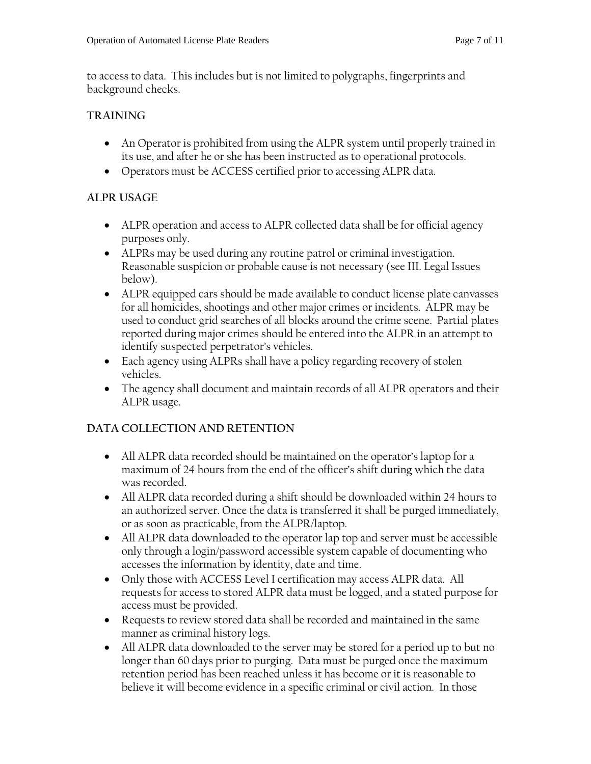to access to data. This includes but is not limited to polygraphs, fingerprints and background checks.

**TRAINING**

- An Operator is prohibited from using the ALPR system until properly trained in its use, and after he or she has been instructed as to operational protocols.
- Operators must be ACCESS certified prior to accessing ALPR data.

**ALPR USAGE**

- ALPR operation and access to ALPR collected data shall be for official agency purposes only.
- ALPRs may be used during any routine patrol or criminal investigation. Reasonable suspicion or probable cause is not necessary (see III. Legal Issues below).
- ALPR equipped cars should be made available to conduct license plate canvasses for all homicides, shootings and other major crimes or incidents. ALPR may be used to conduct grid searches of all blocks around the crime scene. Partial plates reported during major crimes should be entered into the ALPR in an attempt to identify suspected perpetrator's vehicles.
- Each agency using ALPRs shall have a policy regarding recovery of stolen vehicles.
- The agency shall document and maintain records of all ALPR operators and their ALPR usage.

**DATA COLLECTION AND RETENTION**

- All ALPR data recorded should be maintained on the operator's laptop for a maximum of 24 hours from the end of the officer's shift during which the data was recorded.
- All ALPR data recorded during a shift should be downloaded within 24 hours to an authorized server. Once the data is transferred it shall be purged immediately, or as soon as practicable, from the ALPR/laptop.
- All ALPR data downloaded to the operator lap top and server must be accessible only through a login/password accessible system capable of documenting who accesses the information by identity, date and time.
- Only those with ACCESS Level I certification may access ALPR data. All requests for access to stored ALPR data must be logged, and a stated purpose for access must be provided.
- Requests to review stored data shall be recorded and maintained in the same manner as criminal history logs.
- All ALPR data downloaded to the server may be stored for a period up to but no longer than 60 days prior to purging. Data must be purged once the maximum retention period has been reached unless it has become or it is reasonable to believe it will become evidence in a specific criminal or civil action. In those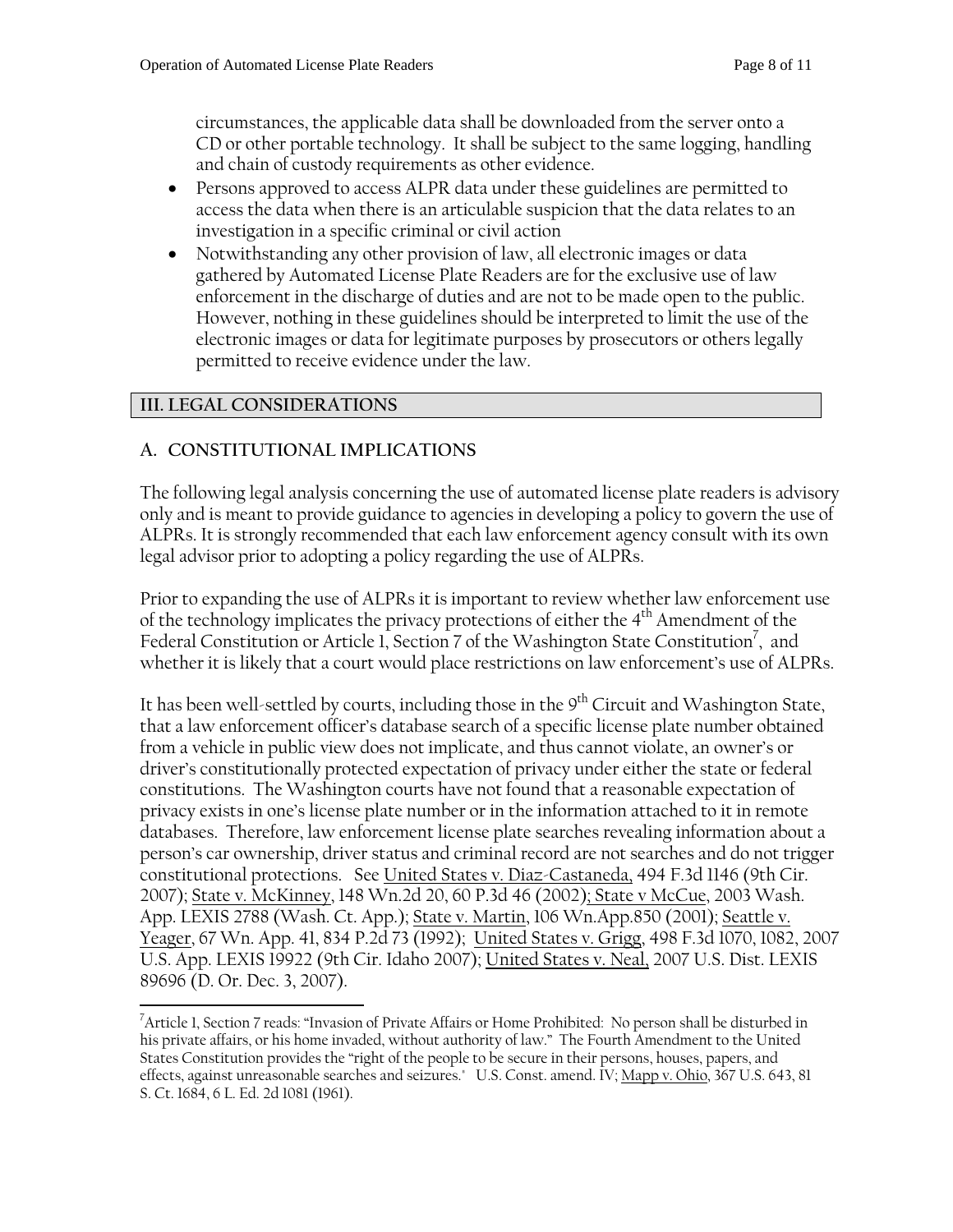circumstances, the applicable data shall be downloaded from the server onto a CD or other portable technology. It shall be subject to the same logging, handling and chain of custody requirements as other evidence.

- Persons approved to access ALPR data under these guidelines are permitted to access the data when there is an articulable suspicion that the data relates to an investigation in a specific criminal or civil action
- Notwithstanding any other provision of law, all electronic images or data gathered by Automated License Plate Readers are for the exclusive use of law enforcement in the discharge of duties and are not to be made open to the public. However, nothing in these guidelines should be interpreted to limit the use of the electronic images or data for legitimate purposes by prosecutors or others legally permitted to receive evidence under the law.

## III. LEGAL CONSIDERATIONS

### A. CONSTITUTIONAL IMPLICATIONS

The following legal analysis concerning the use of automated license plate readers is advisory only and is meant to provide guidance to agencies in developing a policy to govern the use of ALPRs. It is strongly recommended that each law enforcement agency consult with its own legal advisor prior to adopting a policy regarding the use of ALPRs.

Prior to expanding the use of ALPRs it is important to review whether law enforcement use of the technology implicates the privacy protections of either the 4th Amendment of the Federal Constitution or Article 1, Section 7 of the Washington State Constitution[7], and whether it is likely that a court would place restrictions on law enforcement's use of ALPRs.

It has been well-settled by courts, including those in the 9th Circuit and Washington State, that a law enforcement officer's database search of a specific license plate number obtained from a vehicle in public view does not implicate, and thus cannot violate, an owner's or driver's constitutionally protected expectation of privacy under either the state or federal constitutions. The Washington courts have not found that a reasonable expectation of privacy exists in one's license plate number or in the information attached to it in remote databases. Therefore, law enforcement license plate searches revealing information about a person's car ownership, driver status and criminal record are not searches and do not trigger constitutional protections. See United States v. Diaz-Castaneda, 494 F.3d 1146 (9th Cir. 2007); State v. McKinney, 148 Wn.2d 20, 60 P.3d 46 (2002); State v McCue, 2003 Wash. App. LEXIS 2788 (Wash. Ct. App.); State v. Martin, 106 Wn.App.850 (2001); Seattle v. Yeager, 67 Wn. App. 41, 834 P.2d 73 (1992); United States v. Grigg, 498 F.3d 1070, 1082, 2007 U.S. App. LEXIS 19922 (9th Cir. Idaho 2007); United States v. Neal, 2007 U.S. Dist. LEXIS 89696 (D. Or. Dec. 3, 2007).

---

[7] Article 1, Section 7 reads: "Invasion of Private Affairs or Home Prohibited: No person shall be disturbed in his private affairs, or his home invaded, without authority of law." The Fourth Amendment to the United States Constitution provides the "right of the people to be secure in their persons, houses, papers, and effects, against unreasonable searches and seizures." U.S. Const. amend. IV; Mapp v. Ohio, 367 U.S. 643, 81 S. Ct. 1684, 6 L. Ed. 2d 1081 (1961).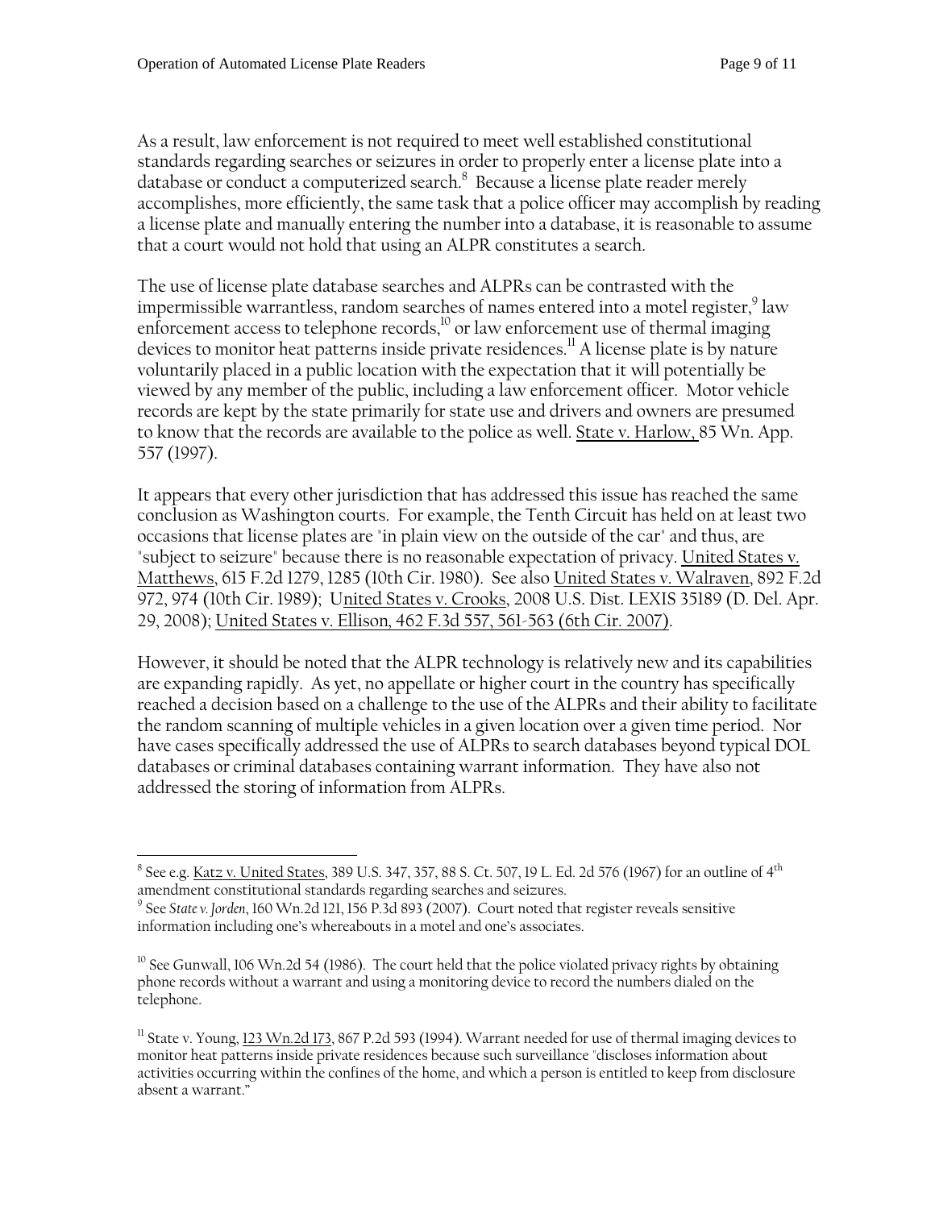As a result, law enforcement is not required to meet well established constitutional standards regarding searches or seizures in order to properly enter a license plate into a database or conduct a computerized search.[8] Because a license plate reader merely accomplishes, more efficiently, the same task that a police officer may accomplish by reading a license plate and manually entering the number into a database, it is reasonable to assume that a court would not hold that using an ALPR constitutes a search.

The use of license plate database searches and ALPRs can be contrasted with the impermissible warrantless, random searches of names entered into a motel register,[9] law enforcement access to telephone records,[10] or law enforcement use of thermal imaging devices to monitor heat patterns inside private residences.[11] A license plate is by nature voluntarily placed in a public location with the expectation that it will potentially be viewed by any member of the public, including a law enforcement officer. Motor vehicle records are kept by the state primarily for state use and drivers and owners are presumed to know that the records are available to the police as well. State v. Harlow, 85 Wn. App. 557 (1997).

It appears that every other jurisdiction that has addressed this issue has reached the same conclusion as Washington courts. For example, the Tenth Circuit has held on at least two occasions that license plates are "in plain view on the outside of the car" and thus, are "subject to seizure" because there is no reasonable expectation of privacy. United States v. Matthews, 615 F.2d 1279, 1285 (10th Cir. 1980). See also United States v. Walraven, 892 F.2d 972, 974 (10th Cir. 1989); United States v. Crooks, 2008 U.S. Dist. LEXIS 35189 (D. Del. Apr. 29, 2008); United States v. Ellison, 462 F.3d 557, 561-563 (6th Cir. 2007).

However, it should be noted that the ALPR technology is relatively new and its capabilities are expanding rapidly. As yet, no appellate or higher court in the country has specifically reached a decision based on a challenge to the use of the ALPRs and their ability to facilitate the random scanning of multiple vehicles in a given location over a given time period. Nor have cases specifically addressed the use of ALPRs to search databases beyond typical DOL databases or criminal databases containing warrant information. They have also not addressed the storing of information from ALPRs.

---

[8] See e.g. Katz v. United States, 389 U.S. 347, 357, 88 S. Ct. 507, 19 L. Ed. 2d 576 (1967) for an outline of 4th amendment constitutional standards regarding searches and seizures.

[9] See *State v. Jorden*, 160 Wn.2d 121, 156 P.3d 893 (2007). Court noted that register reveals sensitive information including one's whereabouts in a motel and one's associates.

[10] See Gunwall, 106 Wn.2d 54 (1986). The court held that the police violated privacy rights by obtaining phone records without a warrant and using a monitoring device to record the numbers dialed on the telephone.

[11] State v. Young, 123 Wn.2d 173, 867 P.2d 593 (1994). Warrant needed for use of thermal imaging devices to monitor heat patterns inside private residences because such surveillance "discloses information about activities occurring within the confines of the home, and which a person is entitled to keep from disclosure absent a warrant."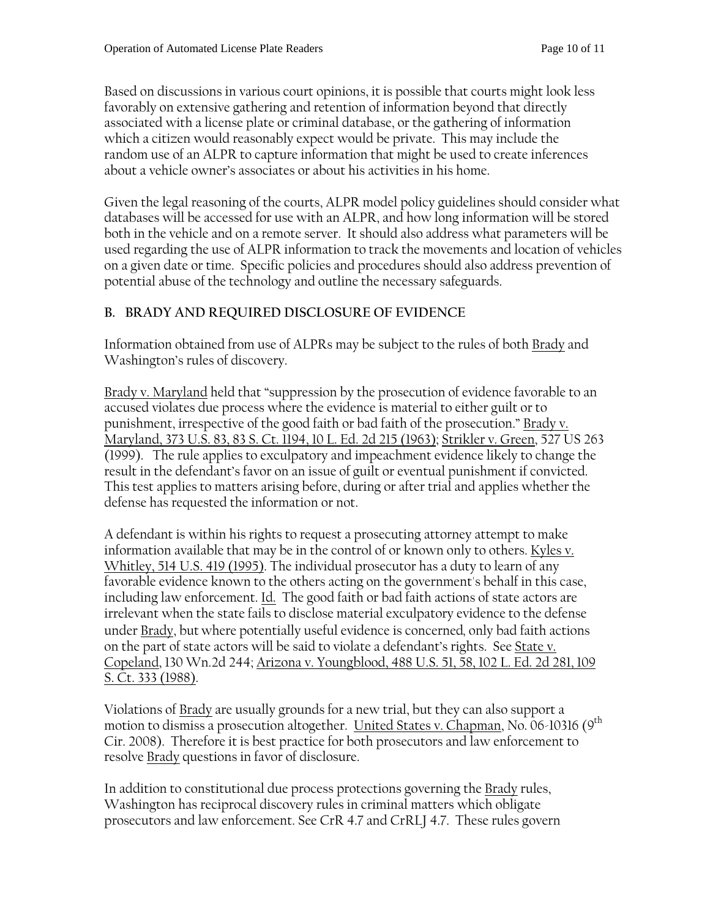Based on discussions in various court opinions, it is possible that courts might look less favorably on extensive gathering and retention of information beyond that directly associated with a license plate or criminal database, or the gathering of information which a citizen would reasonably expect would be private. This may include the random use of an ALPR to capture information that might be used to create inferences about a vehicle owner's associates or about his activities in his home.

Given the legal reasoning of the courts, ALPR model policy guidelines should consider what databases will be accessed for use with an ALPR, and how long information will be stored both in the vehicle and on a remote server. It should also address what parameters will be used regarding the use of ALPR information to track the movements and location of vehicles on a given date or time. Specific policies and procedures should also address prevention of potential abuse of the technology and outline the necessary safeguards.

## B. BRADY AND REQUIRED DISCLOSURE OF EVIDENCE

Information obtained from use of ALPRs may be subject to the rules of both Brady and Washington's rules of discovery.

Brady v. Maryland held that "suppression by the prosecution of evidence favorable to an accused violates due process where the evidence is material to either guilt or to punishment, irrespective of the good faith or bad faith of the prosecution." Brady v. Maryland, 373 U.S. 83, 83 S. Ct. 1194, 10 L. Ed. 2d 215 (1963); Strikler v. Green, 527 US 263 (1999). The rule applies to exculpatory and impeachment evidence likely to change the result in the defendant's favor on an issue of guilt or eventual punishment if convicted. This test applies to matters arising before, during or after trial and applies whether the defense has requested the information or not.

A defendant is within his rights to request a prosecuting attorney attempt to make information available that may be in the control of or known only to others. Kyles v. Whitley, 514 U.S. 419 (1995). The individual prosecutor has a duty to learn of any favorable evidence known to the others acting on the government's behalf in this case, including law enforcement. Id. The good faith or bad faith actions of state actors are irrelevant when the state fails to disclose material exculpatory evidence to the defense under Brady, but where potentially useful evidence is concerned, only bad faith actions on the part of state actors will be said to violate a defendant's rights. See State v. Copeland, 130 Wn.2d 244; Arizona v. Youngblood, 488 U.S. 51, 58, 102 L. Ed. 2d 281, 109 S. Ct. 333 (1988).

Violations of Brady are usually grounds for a new trial, but they can also support a motion to dismiss a prosecution altogether. United States v. Chapman, No. 06-10316 (9th Cir. 2008). Therefore it is best practice for both prosecutors and law enforcement to resolve Brady questions in favor of disclosure.

In addition to constitutional due process protections governing the Brady rules, Washington has reciprocal discovery rules in criminal matters which obligate prosecutors and law enforcement. See CrR 4.7 and CrRLJ 4.7. These rules govern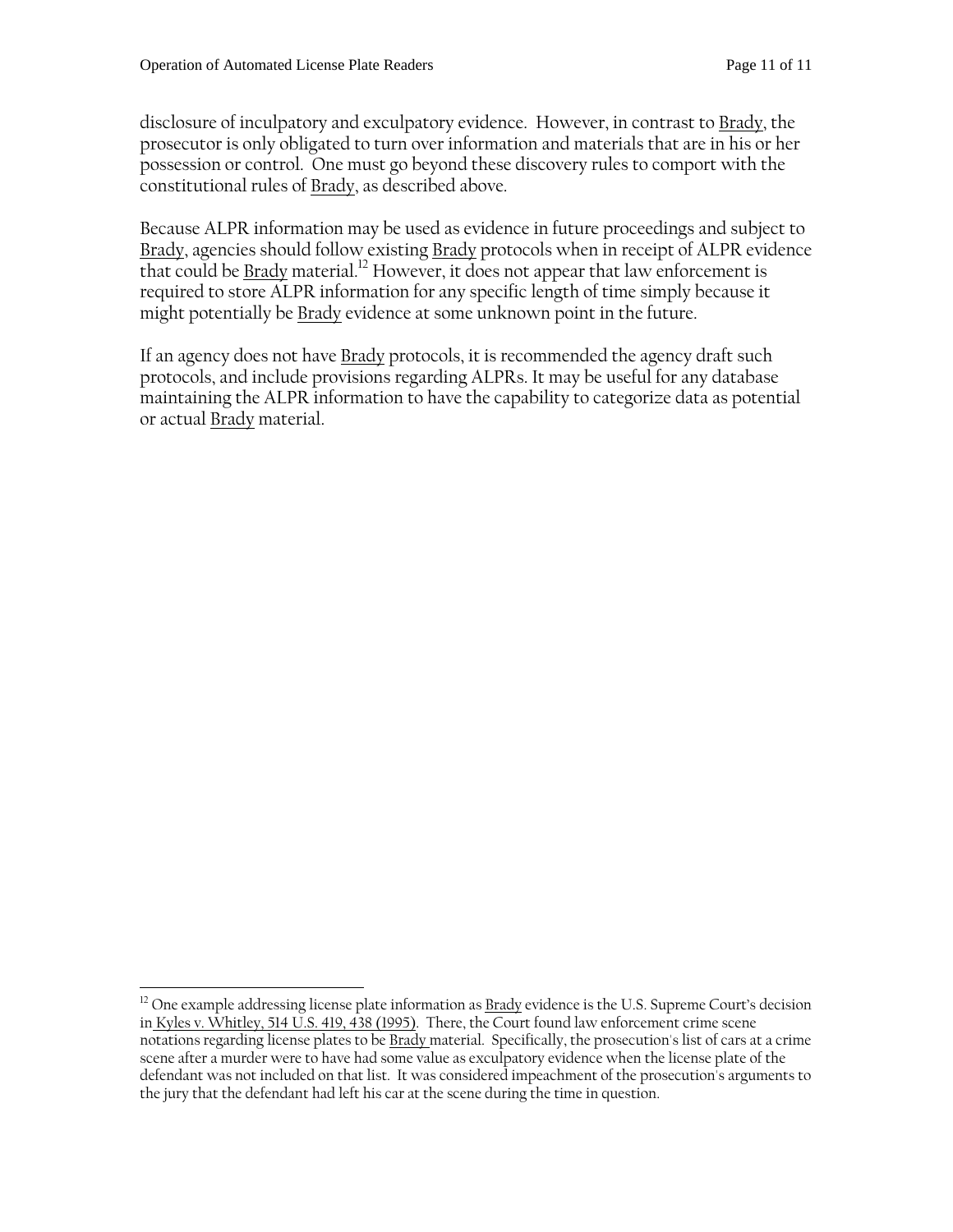disclosure of inculpatory and exculpatory evidence. However, in contrast to Brady, the prosecutor is only obligated to turn over information and materials that are in his or her possession or control. One must go beyond these discovery rules to comport with the constitutional rules of Brady, as described above.

Because ALPR information may be used as evidence in future proceedings and subject to Brady, agencies should follow existing Brady protocols when in receipt of ALPR evidence that could be Brady material.[12] However, it does not appear that law enforcement is required to store ALPR information for any specific length of time simply because it might potentially be Brady evidence at some unknown point in the future.

If an agency does not have Brady protocols, it is recommended the agency draft such protocols, and include provisions regarding ALPRs. It may be useful for any database maintaining the ALPR information to have the capability to categorize data as potential or actual Brady material.

---

[12] One example addressing license plate information as Brady evidence is the U.S. Supreme Court's decision in Kyles v. Whitley, 514 U.S. 419, 438 (1995). There, the Court found law enforcement crime scene notations regarding license plates to be Brady material. Specifically, the prosecution's list of cars at a crime scene after a murder were to have had some value as exculpatory evidence when the license plate of the defendant was not included on that list. It was considered impeachment of the prosecution's arguments to the jury that the defendant had left his car at the scene during the time in question.